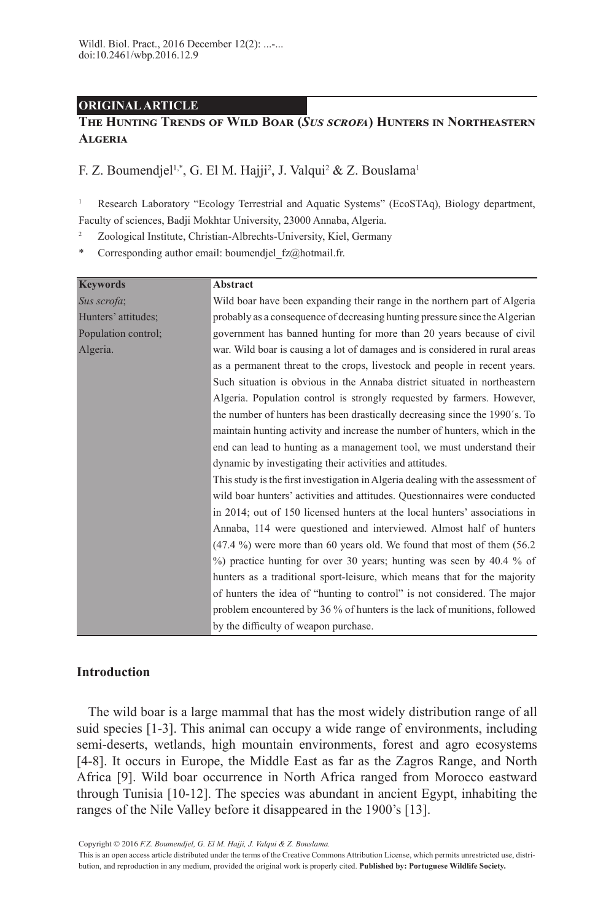**ORIGINAL ARTICLE**

# The Hunting Trends of Wild Boar (*Sus scrofa*) Hunters in Northeastern Algeria

F. Z. Boumendjel[1,*], G. El M. Hajji[2], J. Valqui[2] & Z. Bouslama[1]

[1] Research Laboratory "Ecology Terrestrial and Aquatic Systems" (EcoSTAq), Biology department, Faculty of sciences, Badji Mokhtar University, 23000 Annaba, Algeria.

[2] Zoological Institute, Christian-Albrechts-University, Kiel, Germany

\* Corresponding author email: boumendjel_fz@hotmail.fr.

**Keywords**

*Sus scrofa*; Hunters' attitudes; Population control; Algeria.

**Abstract**

Wild boar have been expanding their range in the northern part of Algeria probably as a consequence of decreasing hunting pressure since the Algerian government has banned hunting for more than 20 years because of civil war. Wild boar is causing a lot of damages and is considered in rural areas as a permanent threat to the crops, livestock and people in recent years. Such situation is obvious in the Annaba district situated in northeastern Algeria. Population control is strongly requested by farmers. However, the number of hunters has been drastically decreasing since the 1990´s. To maintain hunting activity and increase the number of hunters, which in the end can lead to hunting as a management tool, we must understand their dynamic by investigating their activities and attitudes.

This study is the first investigation in Algeria dealing with the assessment of wild boar hunters' activities and attitudes. Questionnaires were conducted in 2014; out of 150 licensed hunters at the local hunters' associations in Annaba, 114 were questioned and interviewed. Almost half of hunters (47.4 %) were more than 60 years old. We found that most of them (56.2 %) practice hunting for over 30 years; hunting was seen by 40.4 % of hunters as a traditional sport-leisure, which means that for the majority of hunters the idea of "hunting to control" is not considered. The major problem encountered by 36 % of hunters is the lack of munitions, followed by the difficulty of weapon purchase.

## Introduction

The wild boar is a large mammal that has the most widely distribution range of all suid species [1-3]. This animal can occupy a wide range of environments, including semi-deserts, wetlands, high mountain environments, forest and agro ecosystems [4-8]. It occurs in Europe, the Middle East as far as the Zagros Range, and North Africa [9]. Wild boar occurrence in North Africa ranged from Morocco eastward through Tunisia [10-12]. The species was abundant in ancient Egypt, inhabiting the ranges of the Nile Valley before it disappeared in the 1900's [13].

Copyright © 2016 *F.Z. Boumendjel, G. El M. Hajji, J. Valqui & Z. Bouslama.*
This is an open access article distributed under the terms of the Creative Commons Attribution License, which permits unrestricted use, distribution, and reproduction in any medium, provided the original work is properly cited. **Published by: Portuguese Wildlife Society.**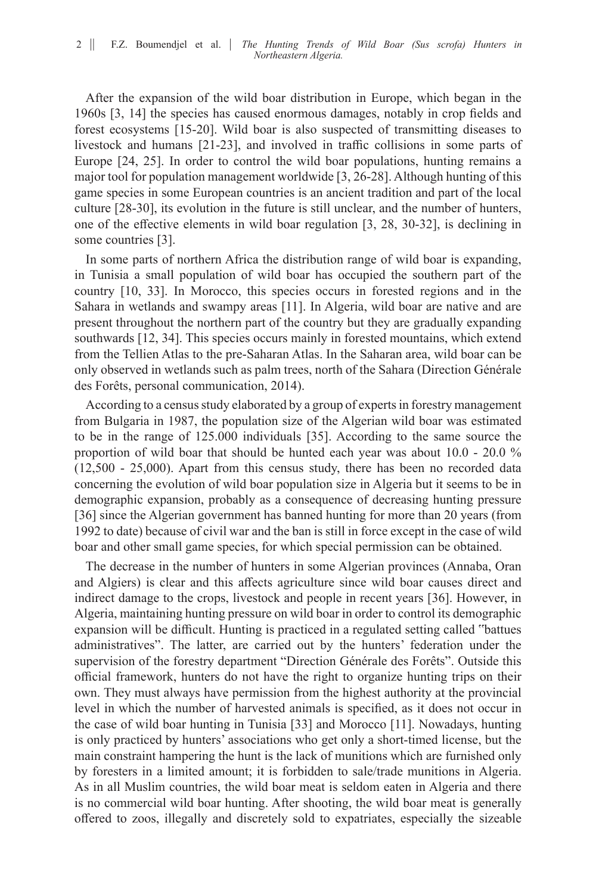After the expansion of the wild boar distribution in Europe, which began in the 1960s [3, 14] the species has caused enormous damages, notably in crop fields and forest ecosystems [15-20]. Wild boar is also suspected of transmitting diseases to livestock and humans [21-23], and involved in traffic collisions in some parts of Europe [24, 25]. In order to control the wild boar populations, hunting remains a major tool for population management worldwide [3, 26-28]. Although hunting of this game species in some European countries is an ancient tradition and part of the local culture [28-30], its evolution in the future is still unclear, and the number of hunters, one of the effective elements in wild boar regulation [3, 28, 30-32], is declining in some countries [3].

In some parts of northern Africa the distribution range of wild boar is expanding, in Tunisia a small population of wild boar has occupied the southern part of the country [10, 33]. In Morocco, this species occurs in forested regions and in the Sahara in wetlands and swampy areas [11]. In Algeria, wild boar are native and are present throughout the northern part of the country but they are gradually expanding southwards [12, 34]. This species occurs mainly in forested mountains, which extend from the Tellien Atlas to the pre-Saharan Atlas. In the Saharan area, wild boar can be only observed in wetlands such as palm trees, north of the Sahara (Direction Générale des Forêts, personal communication, 2014).

According to a census study elaborated by a group of experts in forestry management from Bulgaria in 1987, the population size of the Algerian wild boar was estimated to be in the range of 125.000 individuals [35]. According to the same source the proportion of wild boar that should be hunted each year was about 10.0 - 20.0 % (12,500 - 25,000). Apart from this census study, there has been no recorded data concerning the evolution of wild boar population size in Algeria but it seems to be in demographic expansion, probably as a consequence of decreasing hunting pressure [36] since the Algerian government has banned hunting for more than 20 years (from 1992 to date) because of civil war and the ban is still in force except in the case of wild boar and other small game species, for which special permission can be obtained.

The decrease in the number of hunters in some Algerian provinces (Annaba, Oran and Algiers) is clear and this affects agriculture since wild boar causes direct and indirect damage to the crops, livestock and people in recent years [36]. However, in Algeria, maintaining hunting pressure on wild boar in order to control its demographic expansion will be difficult. Hunting is practiced in a regulated setting called "battues administratives". The latter, are carried out by the hunters' federation under the supervision of the forestry department "Direction Générale des Forêts". Outside this official framework, hunters do not have the right to organize hunting trips on their own. They must always have permission from the highest authority at the provincial level in which the number of harvested animals is specified, as it does not occur in the case of wild boar hunting in Tunisia [33] and Morocco [11]. Nowadays, hunting is only practiced by hunters' associations who get only a short-timed license, but the main constraint hampering the hunt is the lack of munitions which are furnished only by foresters in a limited amount; it is forbidden to sale/trade munitions in Algeria. As in all Muslim countries, the wild boar meat is seldom eaten in Algeria and there is no commercial wild boar hunting. After shooting, the wild boar meat is generally offered to zoos, illegally and discretely sold to expatriates, especially the sizeable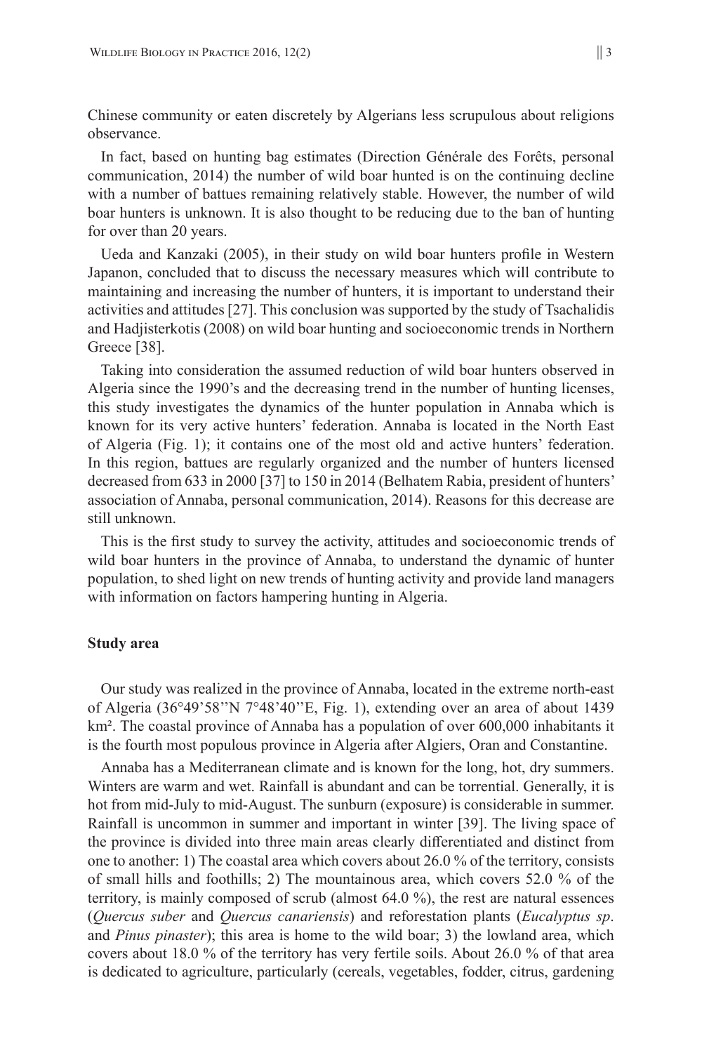Chinese community or eaten discretely by Algerians less scrupulous about religions observance.

In fact, based on hunting bag estimates (Direction Générale des Forêts, personal communication, 2014) the number of wild boar hunted is on the continuing decline with a number of battues remaining relatively stable. However, the number of wild boar hunters is unknown. It is also thought to be reducing due to the ban of hunting for over than 20 years.

Ueda and Kanzaki (2005), in their study on wild boar hunters profile in Western Japanon, concluded that to discuss the necessary measures which will contribute to maintaining and increasing the number of hunters, it is important to understand their activities and attitudes [27]. This conclusion was supported by the study of Tsachalidis and Hadjisterkotis (2008) on wild boar hunting and socioeconomic trends in Northern Greece [38].

Taking into consideration the assumed reduction of wild boar hunters observed in Algeria since the 1990's and the decreasing trend in the number of hunting licenses, this study investigates the dynamics of the hunter population in Annaba which is known for its very active hunters' federation. Annaba is located in the North East of Algeria (Fig. 1); it contains one of the most old and active hunters' federation. In this region, battues are regularly organized and the number of hunters licensed decreased from 633 in 2000 [37] to 150 in 2014 (Belhatem Rabia, president of hunters' association of Annaba, personal communication, 2014). Reasons for this decrease are still unknown.

This is the first study to survey the activity, attitudes and socioeconomic trends of wild boar hunters in the province of Annaba, to understand the dynamic of hunter population, to shed light on new trends of hunting activity and provide land managers with information on factors hampering hunting in Algeria.

## Study area

Our study was realized in the province of Annaba, located in the extreme north-east of Algeria (36°49'58''N 7°48'40''E, Fig. 1), extending over an area of about 1439 km². The coastal province of Annaba has a population of over 600,000 inhabitants it is the fourth most populous province in Algeria after Algiers, Oran and Constantine.

Annaba has a Mediterranean climate and is known for the long, hot, dry summers. Winters are warm and wet. Rainfall is abundant and can be torrential. Generally, it is hot from mid-July to mid-August. The sunburn (exposure) is considerable in summer. Rainfall is uncommon in summer and important in winter [39]. The living space of the province is divided into three main areas clearly differentiated and distinct from one to another: 1) The coastal area which covers about 26.0 % of the territory, consists of small hills and foothills; 2) The mountainous area, which covers 52.0 % of the territory, is mainly composed of scrub (almost 64.0 %), the rest are natural essences (*Quercus suber* and *Quercus canariensis*) and reforestation plants (*Eucalyptus sp*. and *Pinus pinaster*); this area is home to the wild boar; 3) the lowland area, which covers about 18.0 % of the territory has very fertile soils. About 26.0 % of that area is dedicated to agriculture, particularly (cereals, vegetables, fodder, citrus, gardening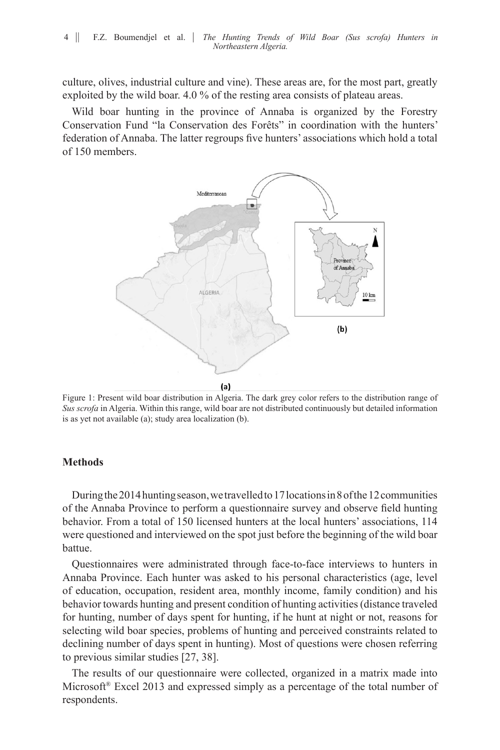culture, olives, industrial culture and vine). These areas are, for the most part, greatly exploited by the wild boar. 4.0 % of the resting area consists of plateau areas.

Wild boar hunting in the province of Annaba is organized by the Forestry Conservation Fund "la Conservation des Forêts" in coordination with the hunters' federation of Annaba. The latter regroups five hunters' associations which hold a total of 150 members.

Figure 1: Present wild boar distribution in Algeria. The dark grey color refers to the distribution range of *Sus scrofa* in Algeria. Within this range, wild boar are not distributed continuously but detailed information is as yet not available (a); study area localization (b).

## Methods

During the 2014 hunting season, we travelled to 17 locations in 8 of the 12 communities of the Annaba Province to perform a questionnaire survey and observe field hunting behavior. From a total of 150 licensed hunters at the local hunters' associations, 114 were questioned and interviewed on the spot just before the beginning of the wild boar battue.

Questionnaires were administrated through face-to-face interviews to hunters in Annaba Province. Each hunter was asked to his personal characteristics (age, level of education, occupation, resident area, monthly income, family condition) and his behavior towards hunting and present condition of hunting activities (distance traveled for hunting, number of days spent for hunting, if he hunt at night or not, reasons for selecting wild boar species, problems of hunting and perceived constraints related to declining number of days spent in hunting). Most of questions were chosen referring to previous similar studies [27, 38].

The results of our questionnaire were collected, organized in a matrix made into Microsoft® Excel 2013 and expressed simply as a percentage of the total number of respondents.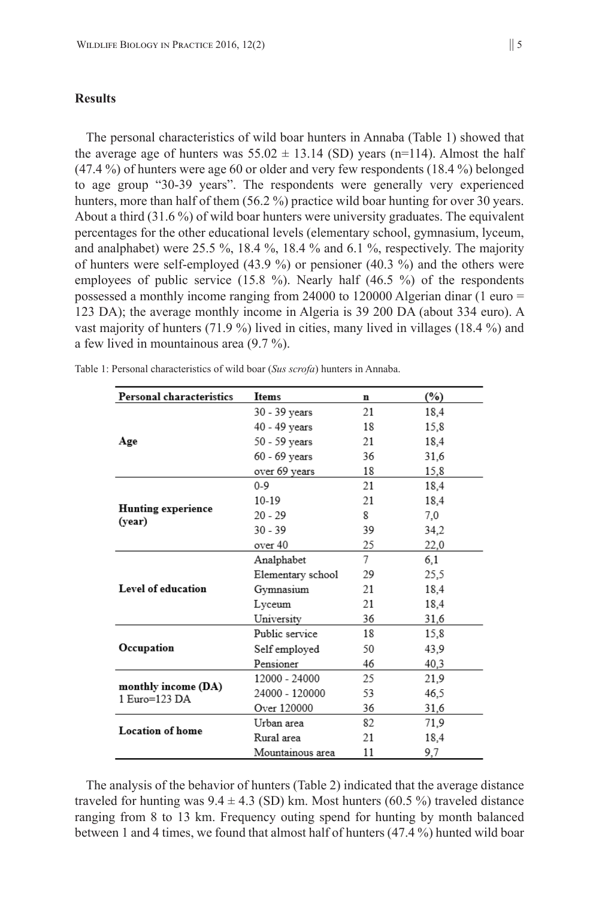## Results

The personal characteristics of wild boar hunters in Annaba (Table 1) showed that the average age of hunters was 55.02 ± 13.14 (SD) years (n=114). Almost the half (47.4 %) of hunters were age 60 or older and very few respondents (18.4 %) belonged to age group "30-39 years". The respondents were generally very experienced hunters, more than half of them (56.2 %) practice wild boar hunting for over 30 years. About a third (31.6 %) of wild boar hunters were university graduates. The equivalent percentages for the other educational levels (elementary school, gymnasium, lyceum, and analphabet) were 25.5 %, 18.4 %, 18.4 % and 6.1 %, respectively. The majority of hunters were self-employed (43.9 %) or pensioner (40.3 %) and the others were employees of public service (15.8 %). Nearly half (46.5 %) of the respondents possessed a monthly income ranging from 24000 to 120000 Algerian dinar (1 euro = 123 DA); the average monthly income in Algeria is 39 200 DA (about 334 euro). A vast majority of hunters (71.9 %) lived in cities, many lived in villages (18.4 %) and a few lived in mountainous area (9.7 %).

Table 1: Personal characteristics of wild boar (*Sus scrofa*) hunters in Annaba.

| Personal characteristics | Items | n | (%) |
|---|---|---|---|
| Age | 30 - 39 years | 21 | 18,4 |
| | 40 - 49 years | 18 | 15,8 |
| | 50 - 59 years | 21 | 18,4 |
| | 60 - 69 years | 36 | 31,6 |
| | over 69 years | 18 | 15,8 |
| Hunting experience (year) | 0-9 | 21 | 18,4 |
| | 10-19 | 21 | 18,4 |
| | 20 - 29 | 8 | 7,0 |
| | 30 - 39 | 39 | 34,2 |
| | over 40 | 25 | 22,0 |
| Level of education | Analphabet | 7 | 6,1 |
| | Elementary school | 29 | 25,5 |
| | Gymnasium | 21 | 18,4 |
| | Lyceum | 21 | 18,4 |
| | University | 36 | 31,6 |
| Occupation | Public service | 18 | 15,8 |
| | Self employed | 50 | 43,9 |
| | Pensioner | 46 | 40,3 |
| monthly income (DA) 1 Euro=123 DA | 12000 - 24000 | 25 | 21,9 |
| | 24000 - 120000 | 53 | 46,5 |
| | Over 120000 | 36 | 31,6 |
| Location of home | Urban area | 82 | 71,9 |
| | Rural area | 21 | 18,4 |
| | Mountainous area | 11 | 9,7 |

The analysis of the behavior of hunters (Table 2) indicated that the average distance traveled for hunting was 9.4 ± 4.3 (SD) km. Most hunters (60.5 %) traveled distance ranging from 8 to 13 km. Frequency outing spend for hunting by month balanced between 1 and 4 times, we found that almost half of hunters (47.4 %) hunted wild boar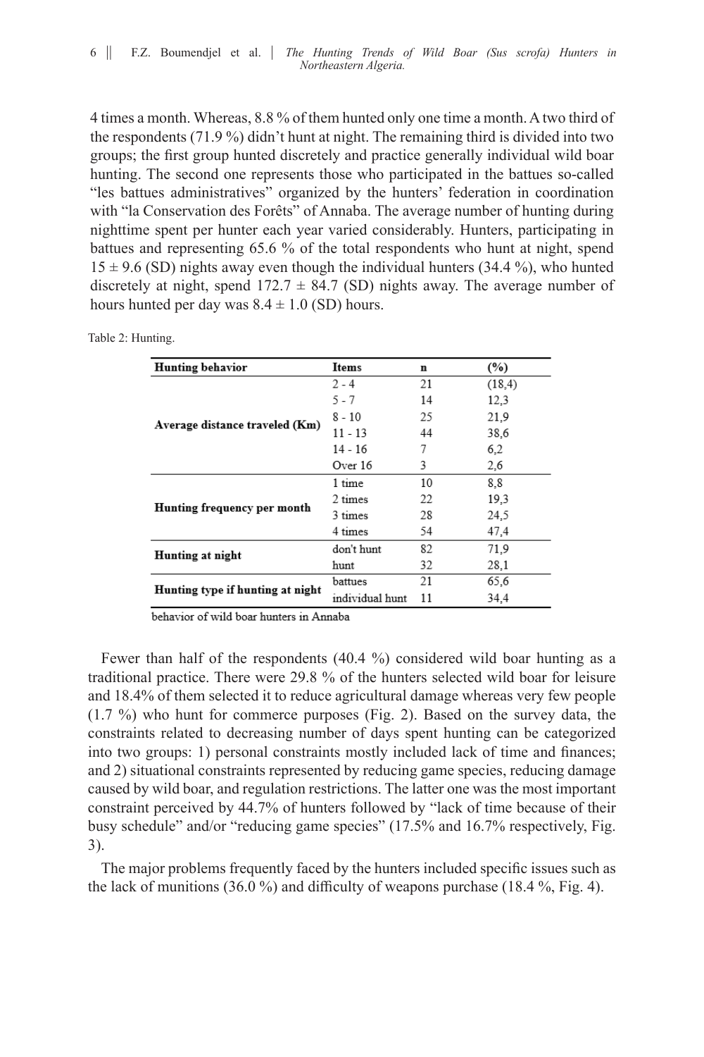4 times a month. Whereas, 8.8 % of them hunted only one time a month. A two third of the respondents (71.9 %) didn't hunt at night. The remaining third is divided into two groups; the first group hunted discretely and practice generally individual wild boar hunting. The second one represents those who participated in the battues so-called "les battues administratives" organized by the hunters' federation in coordination with "la Conservation des Forêts" of Annaba. The average number of hunting during nighttime spent per hunter each year varied considerably. Hunters, participating in battues and representing 65.6 % of the total respondents who hunt at night, spend 15 ± 9.6 (SD) nights away even though the individual hunters (34.4 %), who hunted discretely at night, spend 172.7 ± 84.7 (SD) nights away. The average number of hours hunted per day was 8.4 ± 1.0 (SD) hours.

Table 2: Hunting.

| Hunting behavior | Items | n | (%) |
|---|---|---|---|
| Average distance traveled (Km) | 2 - 4 | 21 | (18,4) |
| | 5 - 7 | 14 | 12,3 |
| | 8 - 10 | 25 | 21,9 |
| | 11 - 13 | 44 | 38,6 |
| | 14 - 16 | 7 | 6,2 |
| | Over 16 | 3 | 2,6 |
| Hunting frequency per month | 1 time | 10 | 8,8 |
| | 2 times | 22 | 19,3 |
| | 3 times | 28 | 24,5 |
| | 4 times | 54 | 47,4 |
| Hunting at night | don't hunt | 82 | 71,9 |
| | hunt | 32 | 28,1 |
| Hunting type if hunting at night | battues | 21 | 65,6 |
| | individual hunt | 11 | 34,4 |

behavior of wild boar hunters in Annaba

Fewer than half of the respondents (40.4 %) considered wild boar hunting as a traditional practice. There were 29.8 % of the hunters selected wild boar for leisure and 18.4% of them selected it to reduce agricultural damage whereas very few people (1.7 %) who hunt for commerce purposes (Fig. 2). Based on the survey data, the constraints related to decreasing number of days spent hunting can be categorized into two groups: 1) personal constraints mostly included lack of time and finances; and 2) situational constraints represented by reducing game species, reducing damage caused by wild boar, and regulation restrictions. The latter one was the most important constraint perceived by 44.7% of hunters followed by "lack of time because of their busy schedule" and/or "reducing game species" (17.5% and 16.7% respectively, Fig. 3).

The major problems frequently faced by the hunters included specific issues such as the lack of munitions (36.0 %) and difficulty of weapons purchase (18.4 %, Fig. 4).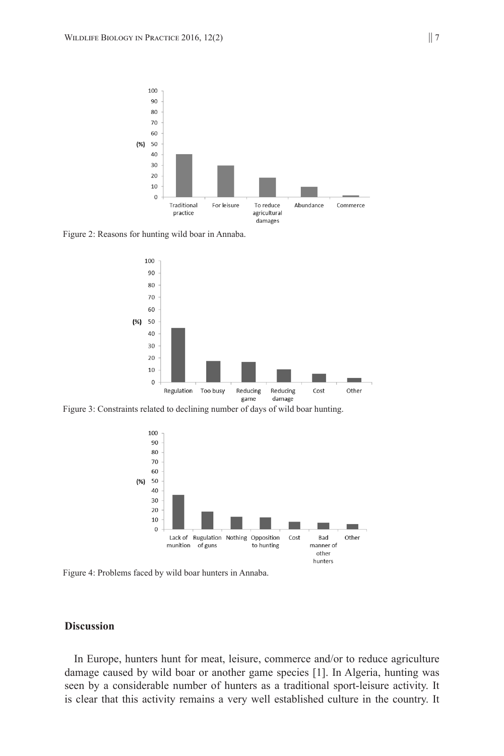Figure 2: Reasons for hunting wild boar in Annaba.

Figure 3: Constraints related to declining number of days of wild boar hunting.

Figure 4: Problems faced by wild boar hunters in Annaba.

## Discussion

In Europe, hunters hunt for meat, leisure, commerce and/or to reduce agriculture damage caused by wild boar or another game species [1]. In Algeria, hunting was seen by a considerable number of hunters as a traditional sport-leisure activity. It is clear that this activity remains a very well established culture in the country. It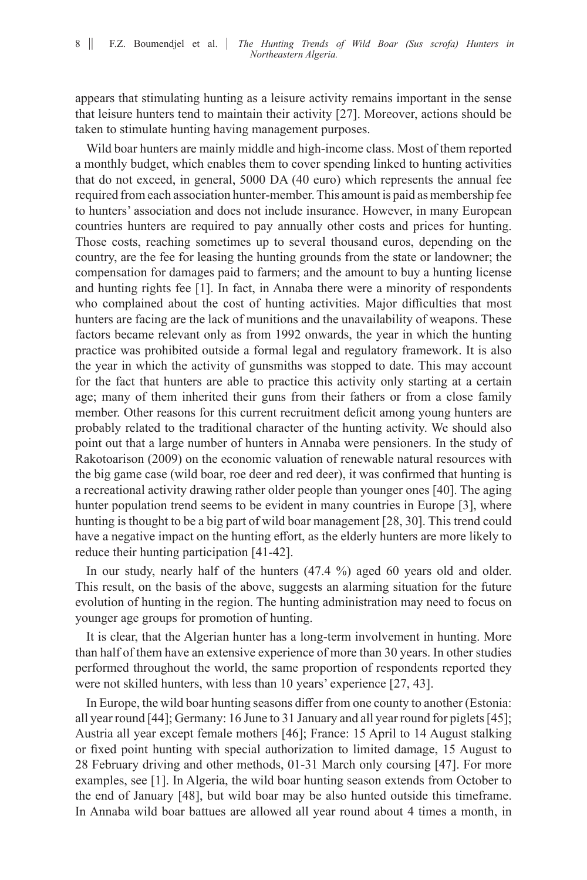appears that stimulating hunting as a leisure activity remains important in the sense that leisure hunters tend to maintain their activity [27]. Moreover, actions should be taken to stimulate hunting having management purposes.

Wild boar hunters are mainly middle and high-income class. Most of them reported a monthly budget, which enables them to cover spending linked to hunting activities that do not exceed, in general, 5000 DA (40 euro) which represents the annual fee required from each association hunter-member. This amount is paid as membership fee to hunters' association and does not include insurance. However, in many European countries hunters are required to pay annually other costs and prices for hunting. Those costs, reaching sometimes up to several thousand euros, depending on the country, are the fee for leasing the hunting grounds from the state or landowner; the compensation for damages paid to farmers; and the amount to buy a hunting license and hunting rights fee [1]. In fact, in Annaba there were a minority of respondents who complained about the cost of hunting activities. Major difficulties that most hunters are facing are the lack of munitions and the unavailability of weapons. These factors became relevant only as from 1992 onwards, the year in which the hunting practice was prohibited outside a formal legal and regulatory framework. It is also the year in which the activity of gunsmiths was stopped to date. This may account for the fact that hunters are able to practice this activity only starting at a certain age; many of them inherited their guns from their fathers or from a close family member. Other reasons for this current recruitment deficit among young hunters are probably related to the traditional character of the hunting activity. We should also point out that a large number of hunters in Annaba were pensioners. In the study of Rakotoarison (2009) on the economic valuation of renewable natural resources with the big game case (wild boar, roe deer and red deer), it was confirmed that hunting is a recreational activity drawing rather older people than younger ones [40]. The aging hunter population trend seems to be evident in many countries in Europe [3], where hunting is thought to be a big part of wild boar management [28, 30]. This trend could have a negative impact on the hunting effort, as the elderly hunters are more likely to reduce their hunting participation [41-42].

In our study, nearly half of the hunters (47.4 %) aged 60 years old and older. This result, on the basis of the above, suggests an alarming situation for the future evolution of hunting in the region. The hunting administration may need to focus on younger age groups for promotion of hunting.

It is clear, that the Algerian hunter has a long-term involvement in hunting. More than half of them have an extensive experience of more than 30 years. In other studies performed throughout the world, the same proportion of respondents reported they were not skilled hunters, with less than 10 years' experience [27, 43].

In Europe, the wild boar hunting seasons differ from one county to another (Estonia: all year round [44]; Germany: 16 June to 31 January and all year round for piglets [45]; Austria all year except female mothers [46]; France: 15 April to 14 August stalking or fixed point hunting with special authorization to limited damage, 15 August to 28 February driving and other methods, 01-31 March only coursing [47]. For more examples, see [1]. In Algeria, the wild boar hunting season extends from October to the end of January [48], but wild boar may be also hunted outside this timeframe. In Annaba wild boar battues are allowed all year round about 4 times a month, in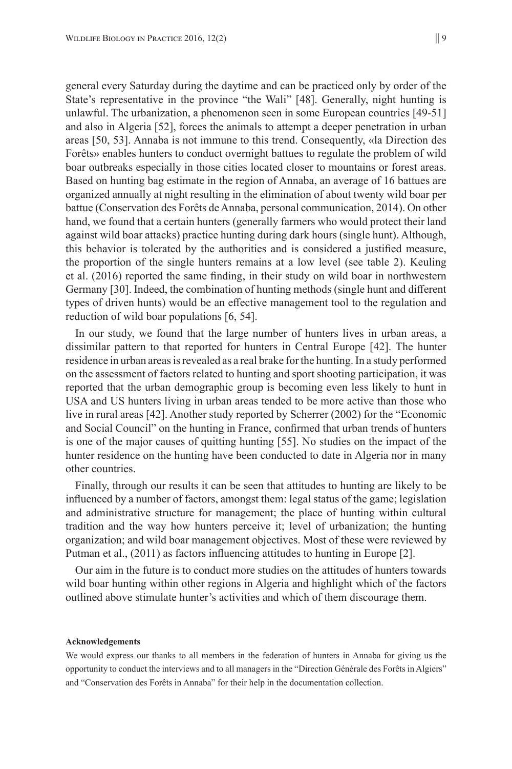general every Saturday during the daytime and can be practiced only by order of the State's representative in the province "the Wali" [48]. Generally, night hunting is unlawful. The urbanization, a phenomenon seen in some European countries [49-51] and also in Algeria [52], forces the animals to attempt a deeper penetration in urban areas [50, 53]. Annaba is not immune to this trend. Consequently, «la Direction des Forêts» enables hunters to conduct overnight battues to regulate the problem of wild boar outbreaks especially in those cities located closer to mountains or forest areas. Based on hunting bag estimate in the region of Annaba, an average of 16 battues are organized annually at night resulting in the elimination of about twenty wild boar per battue (Conservation des Forêts de Annaba, personal communication, 2014). On other hand, we found that a certain hunters (generally farmers who would protect their land against wild boar attacks) practice hunting during dark hours (single hunt). Although, this behavior is tolerated by the authorities and is considered a justified measure, the proportion of the single hunters remains at a low level (see table 2). Keuling et al. (2016) reported the same finding, in their study on wild boar in northwestern Germany [30]. Indeed, the combination of hunting methods (single hunt and different types of driven hunts) would be an effective management tool to the regulation and reduction of wild boar populations [6, 54].

In our study, we found that the large number of hunters lives in urban areas, a dissimilar pattern to that reported for hunters in Central Europe [42]. The hunter residence in urban areas is revealed as a real brake for the hunting. In a study performed on the assessment of factors related to hunting and sport shooting participation, it was reported that the urban demographic group is becoming even less likely to hunt in USA and US hunters living in urban areas tended to be more active than those who live in rural areas [42]. Another study reported by Scherrer (2002) for the "Economic and Social Council" on the hunting in France, confirmed that urban trends of hunters is one of the major causes of quitting hunting [55]. No studies on the impact of the hunter residence on the hunting have been conducted to date in Algeria nor in many other countries.

Finally, through our results it can be seen that attitudes to hunting are likely to be influenced by a number of factors, amongst them: legal status of the game; legislation and administrative structure for management; the place of hunting within cultural tradition and the way how hunters perceive it; level of urbanization; the hunting organization; and wild boar management objectives. Most of these were reviewed by Putman et al., (2011) as factors influencing attitudes to hunting in Europe [2].

Our aim in the future is to conduct more studies on the attitudes of hunters towards wild boar hunting within other regions in Algeria and highlight which of the factors outlined above stimulate hunter's activities and which of them discourage them.

#### Acknowledgements

We would express our thanks to all members in the federation of hunters in Annaba for giving us the opportunity to conduct the interviews and to all managers in the "Direction Générale des Forêts in Algiers" and "Conservation des Forêts in Annaba" for their help in the documentation collection.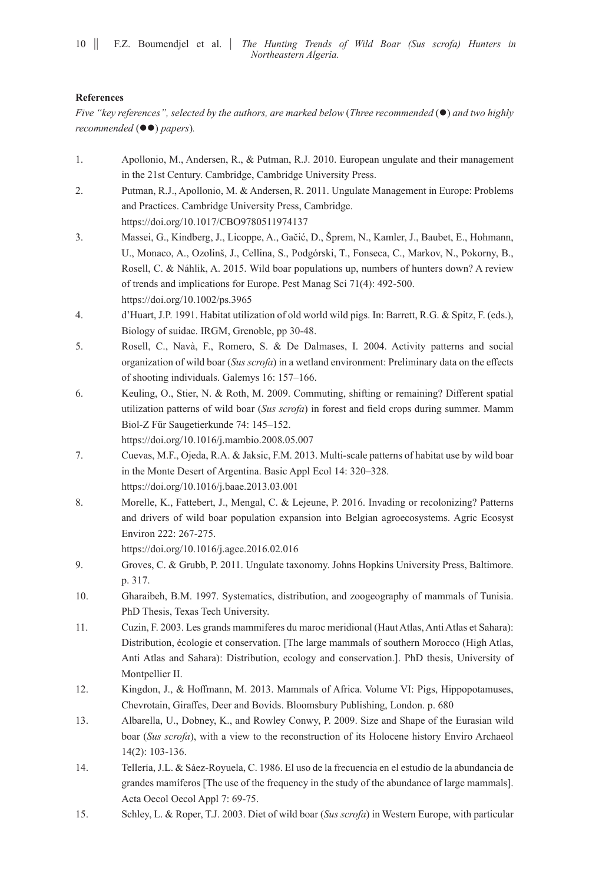## References

*Five "key references", selected by the authors, are marked below* (*Three recommended* (●) *and two highly recommended* (●●) *papers*).

1. Apollonio, M., Andersen, R., & Putman, R.J. 2010. European ungulate and their management in the 21st Century. Cambridge, Cambridge University Press.
2. Putman, R.J., Apollonio, M. & Andersen, R. 2011. Ungulate Management in Europe: Problems and Practices. Cambridge University Press, Cambridge. https://doi.org/10.1017/CBO9780511974137
3. Massei, G., Kindberg, J., Licoppe, A., Gačić, D., Šprem, N., Kamler, J., Baubet, E., Hohmann, U., Monaco, A., Ozoliņš, J., Cellina, S., Podgórski, T., Fonseca, C., Markov, N., Pokorny, B., Rosell, C. & Náhlik, A. 2015. Wild boar populations up, numbers of hunters down? A review of trends and implications for Europe. Pest Manag Sci 71(4): 492-500. https://doi.org/10.1002/ps.3965
4. d'Huart, J.P. 1991. Habitat utilization of old world wild pigs. In: Barrett, R.G. & Spitz, F. (eds.), Biology of suidae. IRGM, Grenoble, pp 30-48.
5. Rosell, C., Navà, F., Romero, S. & De Dalmases, I. 2004. Activity patterns and social organization of wild boar (*Sus scrofa*) in a wetland environment: Preliminary data on the effects of shooting individuals. Galemys 16: 157–166.
6. Keuling, O., Stier, N. & Roth, M. 2009. Commuting, shifting or remaining? Different spatial utilization patterns of wild boar (*Sus scrofa*) in forest and field crops during summer. Mamm Biol-Z Für Saugetierkunde 74: 145–152. https://doi.org/10.1016/j.mambio.2008.05.007
7. Cuevas, M.F., Ojeda, R.A. & Jaksic, F.M. 2013. Multi-scale patterns of habitat use by wild boar in the Monte Desert of Argentina. Basic Appl Ecol 14: 320–328. https://doi.org/10.1016/j.baae.2013.03.001
8. Morelle, K., Fattebert, J., Mengal, C. & Lejeune, P. 2016. Invading or recolonizing? Patterns and drivers of wild boar population expansion into Belgian agroecosystems. Agric Ecosyst Environ 222: 267-275. https://doi.org/10.1016/j.agee.2016.02.016
9. Groves, C. & Grubb, P. 2011. Ungulate taxonomy. Johns Hopkins University Press, Baltimore. p. 317.
10. Gharaibeh, B.M. 1997. Systematics, distribution, and zoogeography of mammals of Tunisia. PhD Thesis, Texas Tech University.
11. Cuzin, F. 2003. Les grands mammiferes du maroc meridional (Haut Atlas, Anti Atlas et Sahara): Distribution, écologie et conservation. [The large mammals of southern Morocco (High Atlas, Anti Atlas and Sahara): Distribution, ecology and conservation.]. PhD thesis, University of Montpellier II.
12. Kingdon, J., & Hoffmann, M. 2013. Mammals of Africa. Volume VI: Pigs, Hippopotamuses, Chevrotain, Giraffes, Deer and Bovids. Bloomsbury Publishing, London. p. 680
13. Albarella, U., Dobney, K., and Rowley Conwy, P. 2009. Size and Shape of the Eurasian wild boar (*Sus scrofa*), with a view to the reconstruction of its Holocene history Enviro Archaeol 14(2): 103-136.
14. Tellería, J.L. & Sáez-Royuela, C. 1986. El uso de la frecuencia en el estudio de la abundancia de grandes mamíferos [The use of the frequency in the study of the abundance of large mammals]. Acta Oecol Oecol Appl 7: 69-75.
15. Schley, L. & Roper, T.J. 2003. Diet of wild boar (*Sus scrofa*) in Western Europe, with particular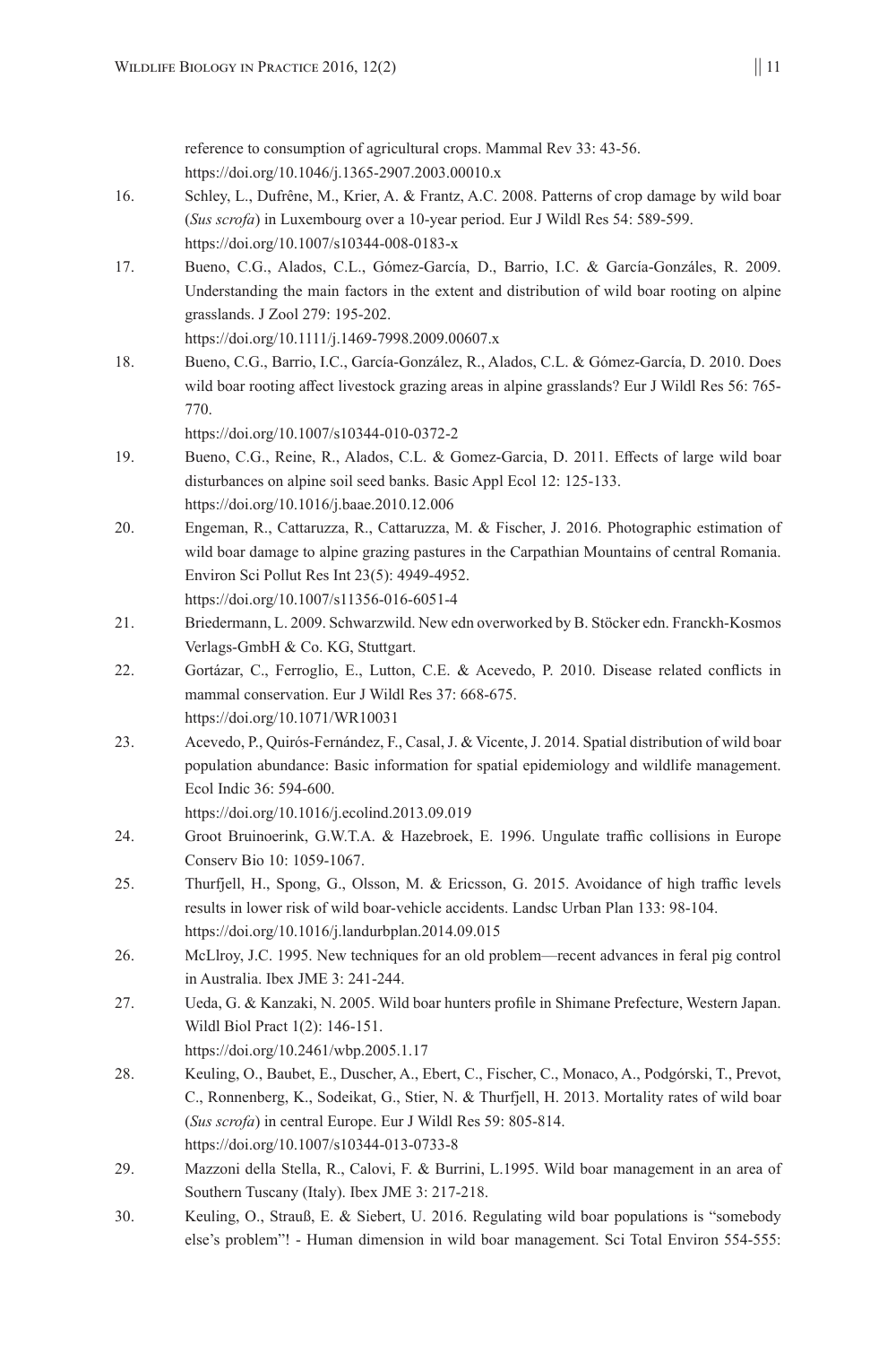reference to consumption of agricultural crops. Mammal Rev 33: 43-56.
https://doi.org/10.1046/j.1365-2907.2003.00010.x

16. Schley, L., Dufrêne, M., Krier, A. & Frantz, A.C. 2008. Patterns of crop damage by wild boar (*Sus scrofa*) in Luxembourg over a 10-year period. Eur J Wildl Res 54: 589-599.
https://doi.org/10.1007/s10344-008-0183-x

17. Bueno, C.G., Alados, C.L., Gómez-García, D., Barrio, I.C. & García-Gonzáles, R. 2009. Understanding the main factors in the extent and distribution of wild boar rooting on alpine grasslands. J Zool 279: 195-202.
https://doi.org/10.1111/j.1469-7998.2009.00607.x

18. Bueno, C.G., Barrio, I.C., García-González, R., Alados, C.L. & Gómez-García, D. 2010. Does wild boar rooting affect livestock grazing areas in alpine grasslands? Eur J Wildl Res 56: 765-770.
https://doi.org/10.1007/s10344-010-0372-2

19. Bueno, C.G., Reine, R., Alados, C.L. & Gomez-Garcia, D. 2011. Effects of large wild boar disturbances on alpine soil seed banks. Basic Appl Ecol 12: 125-133.
https://doi.org/10.1016/j.baae.2010.12.006

20. Engeman, R., Cattaruzza, R., Cattaruzza, M. & Fischer, J. 2016. Photographic estimation of wild boar damage to alpine grazing pastures in the Carpathian Mountains of central Romania. Environ Sci Pollut Res Int 23(5): 4949-4952.
https://doi.org/10.1007/s11356-016-6051-4

21. Briedermann, L. 2009. Schwarzwild. New edn overworked by B. Stöcker edn. Franckh-Kosmos Verlags-GmbH & Co. KG, Stuttgart.

22. Gortázar, C., Ferroglio, E., Lutton, C.E. & Acevedo, P. 2010. Disease related conflicts in mammal conservation. Eur J Wildl Res 37: 668-675.
https://doi.org/10.1071/WR10031

23. Acevedo, P., Quirós-Fernández, F., Casal, J. & Vicente, J. 2014. Spatial distribution of wild boar population abundance: Basic information for spatial epidemiology and wildlife management. Ecol Indic 36: 594-600.
https://doi.org/10.1016/j.ecolind.2013.09.019

24. Groot Bruinoerink, G.W.T.A. & Hazebroek, E. 1996. Ungulate traffic collisions in Europe Conserv Bio 10: 1059-1067.

25. Thurfjell, H., Spong, G., Olsson, M. & Ericsson, G. 2015. Avoidance of high traffic levels results in lower risk of wild boar-vehicle accidents. Landsc Urban Plan 133: 98-104.
https://doi.org/10.1016/j.landurbplan.2014.09.015

26. McLlroy, J.C. 1995. New techniques for an old problem—recent advances in feral pig control in Australia. Ibex JME 3: 241-244.

27. Ueda, G. & Kanzaki, N. 2005. Wild boar hunters profile in Shimane Prefecture, Western Japan. Wildl Biol Pract 1(2): 146-151.
https://doi.org/10.2461/wbp.2005.1.17

28. Keuling, O., Baubet, E., Duscher, A., Ebert, C., Fischer, C., Monaco, A., Podgórski, T., Prevot, C., Ronnenberg, K., Sodeikat, G., Stier, N. & Thurfjell, H. 2013. Mortality rates of wild boar (*Sus scrofa*) in central Europe. Eur J Wildl Res 59: 805-814.
https://doi.org/10.1007/s10344-013-0733-8

29. Mazzoni della Stella, R., Calovi, F. & Burrini, L.1995. Wild boar management in an area of Southern Tuscany (Italy). Ibex JME 3: 217-218.

30. Keuling, O., Strauß, E. & Siebert, U. 2016. Regulating wild boar populations is "somebody else's problem"! - Human dimension in wild boar management. Sci Total Environ 554-555: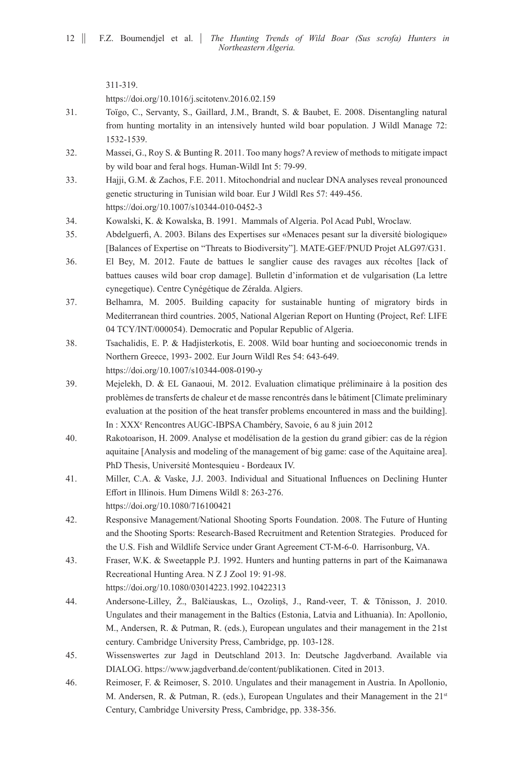311-319.
https://doi.org/10.1016/j.scitotenv.2016.02.159

31. Toïgo, C., Servanty, S., Gaillard, J.M., Brandt, S. & Baubet, E. 2008. Disentangling natural from hunting mortality in an intensively hunted wild boar population. J Wildl Manage 72: 1532-1539.
32. Massei, G., Roy S. & Bunting R. 2011. Too many hogs? A review of methods to mitigate impact by wild boar and feral hogs. Human-Wildl Int 5: 79-99.
33. Hajji, G.M. & Zachos, F.E. 2011. Mitochondrial and nuclear DNA analyses reveal pronounced genetic structuring in Tunisian wild boar. Eur J Wildl Res 57: 449-456. https://doi.org/10.1007/s10344-010-0452-3
34. Kowalski, K. & Kowalska, B. 1991. Mammals of Algeria. Pol Acad Publ, Wroclaw.
35. Abdelguerfi, A. 2003. Bilans des Expertises sur «Menaces pesant sur la diversité biologique» [Balances of Expertise on "Threats to Biodiversity"]. MATE-GEF/PNUD Projet ALG97/G31.
36. El Bey, M. 2012. Faute de battues le sanglier cause des ravages aux récoltes [lack of battues causes wild boar crop damage]. Bulletin d'information et de vulgarisation (La lettre cynegetique). Centre Cynégétique de Zéralda. Algiers.
37. Belhamra, M. 2005. Building capacity for sustainable hunting of migratory birds in Mediterranean third countries. 2005, National Algerian Report on Hunting (Project, Ref: LIFE 04 TCY/INT/000054). Democratic and Popular Republic of Algeria.
38. Tsachalidis, E. P. & Hadjisterkotis, E. 2008. Wild boar hunting and socioeconomic trends in Northern Greece, 1993- 2002. Eur Journ Wildl Res 54: 643-649. https://doi.org/10.1007/s10344-008-0190-y
39. Mejelekh, D. & EL Ganaoui, M. 2012. Evaluation climatique préliminaire à la position des problèmes de transferts de chaleur et de masse rencontrés dans le bâtiment [Climate preliminary evaluation at the position of the heat transfer problems encountered in mass and the building]. In : XXX[e] Rencontres AUGC-IBPSA Chambéry, Savoie, 6 au 8 juin 2012
40. Rakotoarison, H. 2009. Analyse et modélisation de la gestion du grand gibier: cas de la région aquitaine [Analysis and modeling of the management of big game: case of the Aquitaine area]. PhD Thesis, Université Montesquieu - Bordeaux IV.
41. Miller, C.A. & Vaske, J.J. 2003. Individual and Situational Influences on Declining Hunter Effort in Illinois. Hum Dimens Wildl 8: 263-276. https://doi.org/10.1080/716100421
42. Responsive Management/National Shooting Sports Foundation. 2008. The Future of Hunting and the Shooting Sports: Research-Based Recruitment and Retention Strategies. Produced for the U.S. Fish and Wildlife Service under Grant Agreement CT-M-6-0. Harrisonburg, VA.
43. Fraser, W.K. & Sweetapple P.J. 1992. Hunters and hunting patterns in part of the Kaimanawa Recreational Hunting Area. N Z J Zool 19: 91-98. https://doi.org/10.1080/03014223.1992.10422313
44. Andersone-Lilley, Ž., Balčiauskas, L., Ozoliņš, J., Rand-veer, T. & Tõnisson, J. 2010. Ungulates and their management in the Baltics (Estonia, Latvia and Lithuania). In: Apollonio, M., Andersen, R. & Putman, R. (eds.), European ungulates and their management in the 21st century. Cambridge University Press, Cambridge, pp. 103-128.
45. Wissenswertes zur Jagd in Deutschland 2013. In: Deutsche Jagdverband. Available via DIALOG. https://www.jagdverband.de/content/publikationen. Cited in 2013.
46. Reimoser, F. & Reimoser, S. 2010. Ungulates and their management in Austria. In Apollonio, M. Andersen, R. & Putman, R. (eds.), European Ungulates and their Management in the 21[st] Century, Cambridge University Press, Cambridge, pp. 338-356.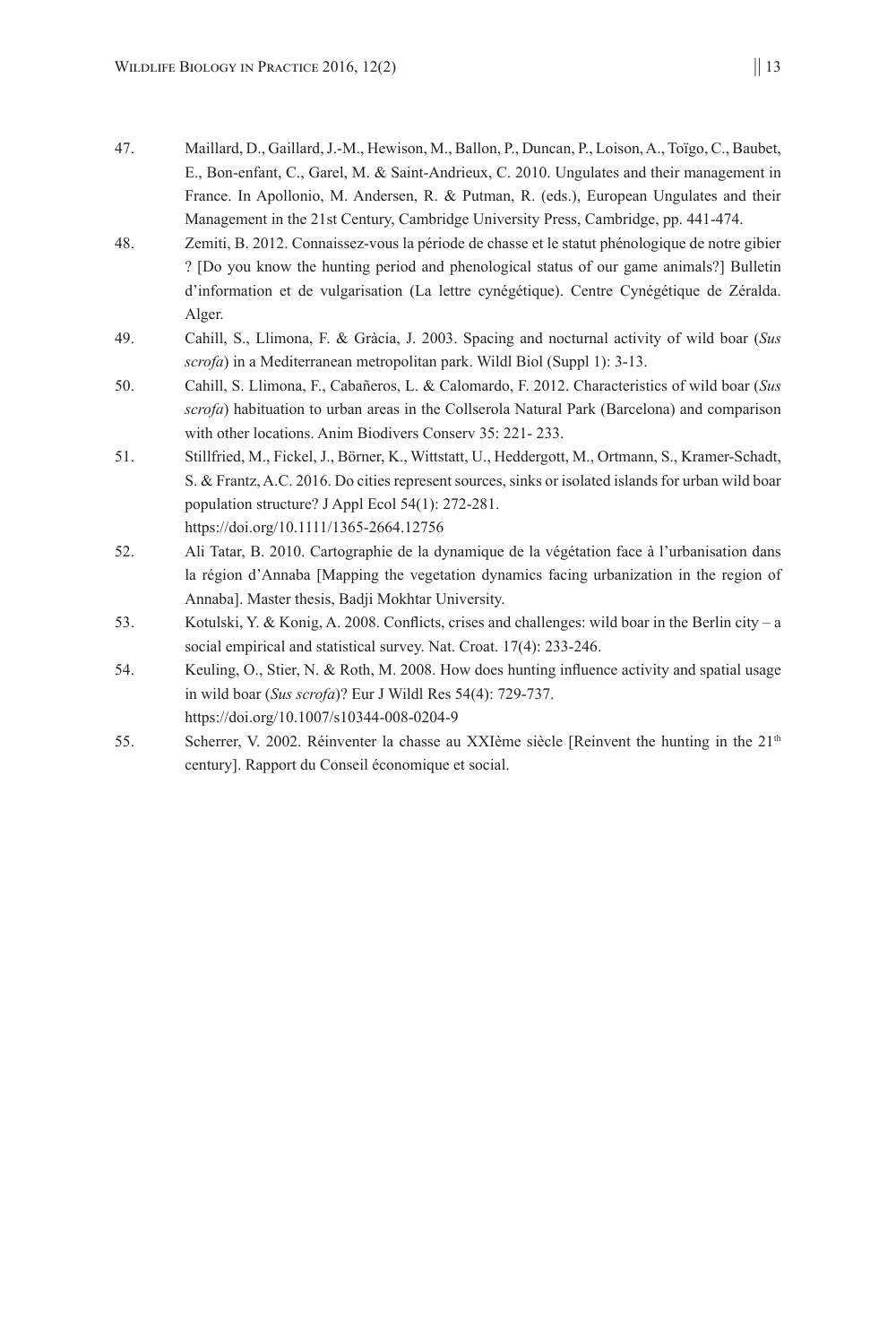47. Maillard, D., Gaillard, J.-M., Hewison, M., Ballon, P., Duncan, P., Loison, A., Toïgo, C., Baubet, E., Bon-enfant, C., Garel, M. & Saint-Andrieux, C. 2010. Ungulates and their management in France. In Apollonio, M. Andersen, R. & Putman, R. (eds.), European Ungulates and their Management in the 21st Century, Cambridge University Press, Cambridge, pp. 441-474.

48. Zemiti, B. 2012. Connaissez-vous la période de chasse et le statut phénologique de notre gibier ? [Do you know the hunting period and phenological status of our game animals?] Bulletin d'information et de vulgarisation (La lettre cynégétique). Centre Cynégétique de Zéralda. Alger.

49. Cahill, S., Llimona, F. & Gràcia, J. 2003. Spacing and nocturnal activity of wild boar (*Sus scrofa*) in a Mediterranean metropolitan park. Wildl Biol (Suppl 1): 3-13.

50. Cahill, S. Llimona, F., Cabañeros, L. & Calomardo, F. 2012. Characteristics of wild boar (*Sus scrofa*) habituation to urban areas in the Collserola Natural Park (Barcelona) and comparison with other locations. Anim Biodivers Conserv 35: 221- 233.

51. Stillfried, M., Fickel, J., Börner, K., Wittstatt, U., Heddergott, M., Ortmann, S., Kramer-Schadt, S. & Frantz, A.C. 2016. Do cities represent sources, sinks or isolated islands for urban wild boar population structure? J Appl Ecol 54(1): 272-281. https://doi.org/10.1111/1365-2664.12756

52. Ali Tatar, B. 2010. Cartographie de la dynamique de la végétation face à l'urbanisation dans la région d'Annaba [Mapping the vegetation dynamics facing urbanization in the region of Annaba]. Master thesis, Badji Mokhtar University.

53. Kotulski, Y. & Konig, A. 2008. Conflicts, crises and challenges: wild boar in the Berlin city – a social empirical and statistical survey. Nat. Croat. 17(4): 233-246.

54. Keuling, O., Stier, N. & Roth, M. 2008. How does hunting influence activity and spatial usage in wild boar (*Sus scrofa*)? Eur J Wildl Res 54(4): 729-737. https://doi.org/10.1007/s10344-008-0204-9

55. Scherrer, V. 2002. Réinventer la chasse au XXIème siècle [Reinvent the hunting in the 21th century]. Rapport du Conseil économique et social.